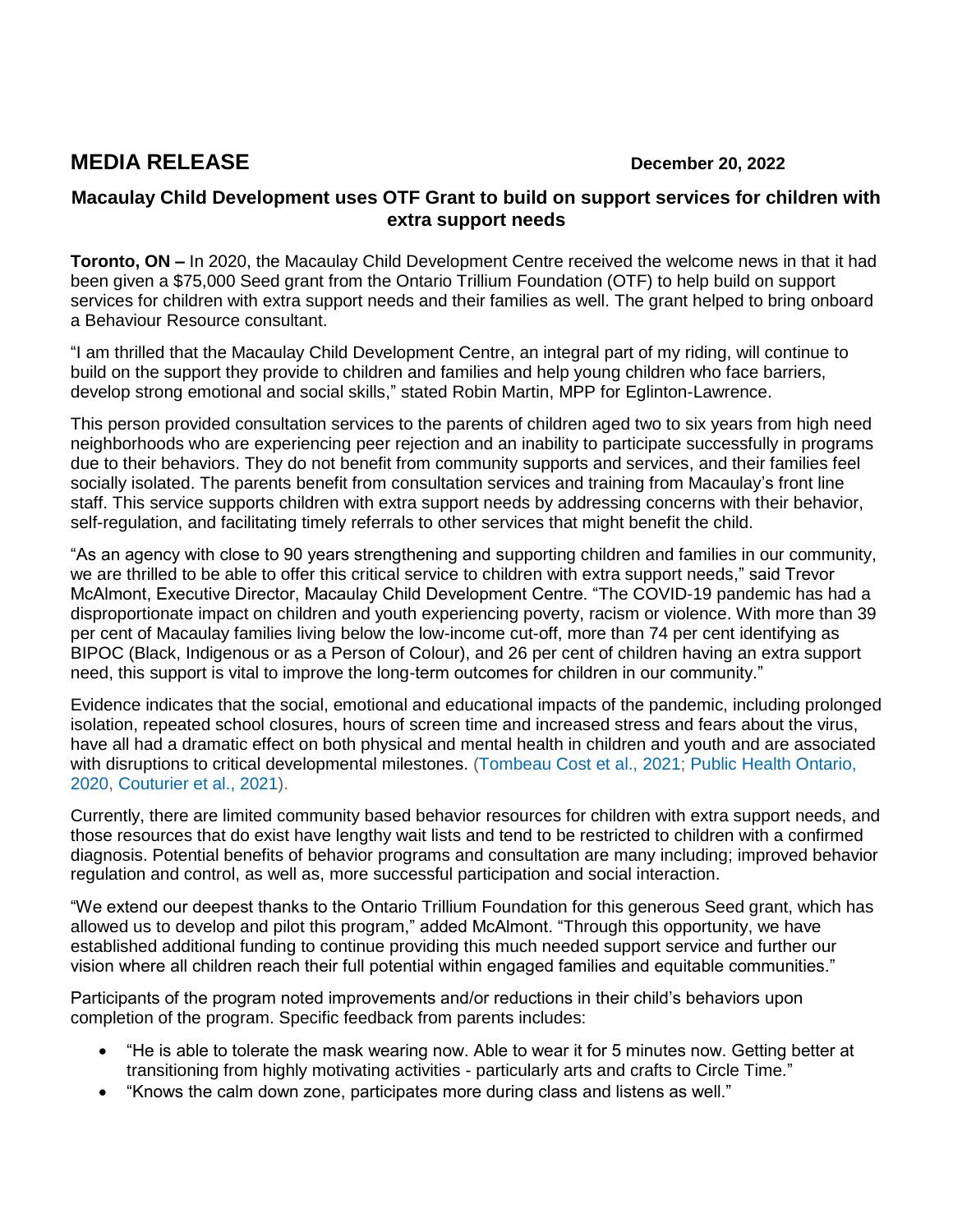# MEDIA RELEASE

**December 20, 2022**

## Macaulay Child Development uses OTF Grant to build on support services for children with extra support needs

**Toronto, ON –** In 2020, the Macaulay Child Development Centre received the welcome news in that it had been given a $75,000 Seed grant from the Ontario Trillium Foundation (OTF) to help build on support services for children with extra support needs and their families as well. The grant helped to bring onboard a Behaviour Resource consultant.

"I am thrilled that the Macaulay Child Development Centre, an integral part of my riding, will continue to build on the support they provide to children and families and help young children who face barriers, develop strong emotional and social skills," stated Robin Martin, MPP for Eglinton-Lawrence.

This person provided consultation services to the parents of children aged two to six years from high need neighborhoods who are experiencing peer rejection and an inability to participate successfully in programs due to their behaviors. They do not benefit from community supports and services, and their families feel socially isolated. The parents benefit from consultation services and training from Macaulay's front line staff. This service supports children with extra support needs by addressing concerns with their behavior, self-regulation, and facilitating timely referrals to other services that might benefit the child.

"As an agency with close to 90 years strengthening and supporting children and families in our community, we are thrilled to be able to offer this critical service to children with extra support needs," said Trevor McAlmont, Executive Director, Macaulay Child Development Centre. "The COVID-19 pandemic has had a disproportionate impact on children and youth experiencing poverty, racism or violence. With more than 39 per cent of Macaulay families living below the low-income cut-off, more than 74 per cent identifying as BIPOC (Black, Indigenous or as a Person of Colour), and 26 per cent of children having an extra support need, this support is vital to improve the long-term outcomes for children in our community."

Evidence indicates that the social, emotional and educational impacts of the pandemic, including prolonged isolation, repeated school closures, hours of screen time and increased stress and fears about the virus, have all had a dramatic effect on both physical and mental health in children and youth and are associated with disruptions to critical developmental milestones. (Tombeau Cost et al., 2021; Public Health Ontario, 2020, Couturier et al., 2021).

Currently, there are limited community based behavior resources for children with extra support needs, and those resources that do exist have lengthy wait lists and tend to be restricted to children with a confirmed diagnosis. Potential benefits of behavior programs and consultation are many including; improved behavior regulation and control, as well as, more successful participation and social interaction.

"We extend our deepest thanks to the Ontario Trillium Foundation for this generous Seed grant, which has allowed us to develop and pilot this program," added McAlmont. "Through this opportunity, we have established additional funding to continue providing this much needed support service and further our vision where all children reach their full potential within engaged families and equitable communities."

Participants of the program noted improvements and/or reductions in their child's behaviors upon completion of the program. Specific feedback from parents includes:

- "He is able to tolerate the mask wearing now. Able to wear it for 5 minutes now. Getting better at transitioning from highly motivating activities - particularly arts and crafts to Circle Time."
- "Knows the calm down zone, participates more during class and listens as well."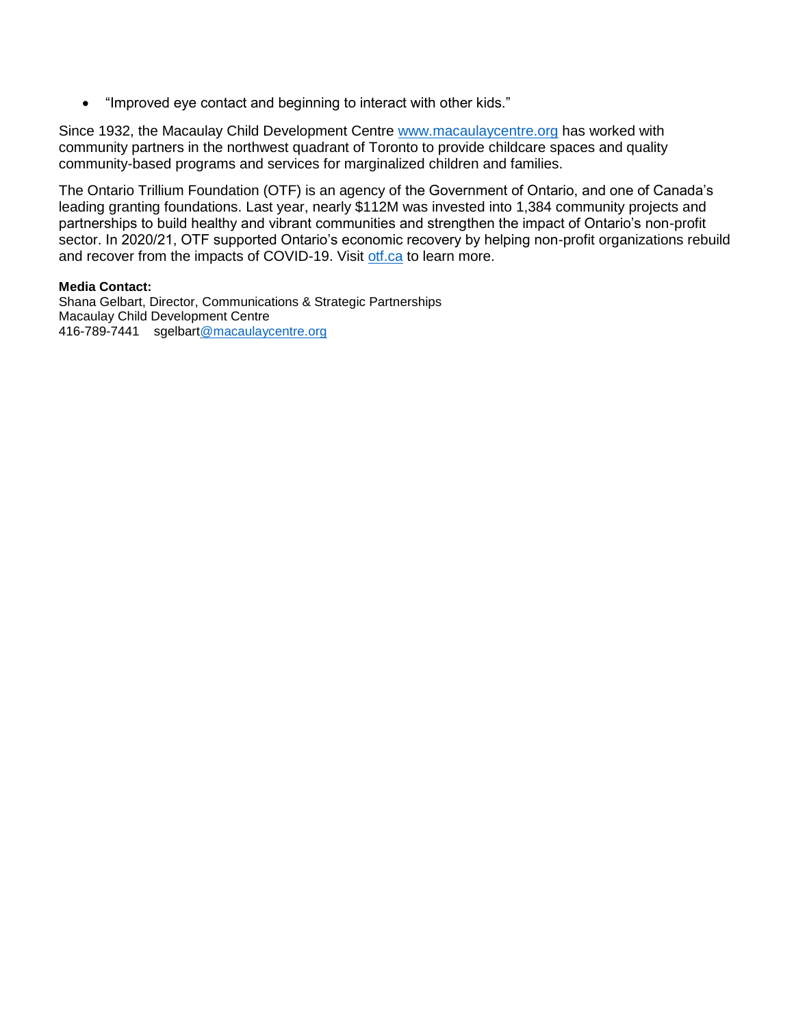- "Improved eye contact and beginning to interact with other kids."

Since 1932, the Macaulay Child Development Centre www.macaulaycentre.org has worked with community partners in the northwest quadrant of Toronto to provide childcare spaces and quality community-based programs and services for marginalized children and families.

The Ontario Trillium Foundation (OTF) is an agency of the Government of Ontario, and one of Canada's leading granting foundations. Last year, nearly $112M was invested into 1,384 community projects and partnerships to build healthy and vibrant communities and strengthen the impact of Ontario's non-profit sector. In 2020/21, OTF supported Ontario's economic recovery by helping non-profit organizations rebuild and recover from the impacts of COVID-19. Visit otf.ca to learn more.

**Media Contact:**
Shana Gelbart, Director, Communications & Strategic Partnerships
Macaulay Child Development Centre
416-789-7441 sgelbart@macaulaycentre.org